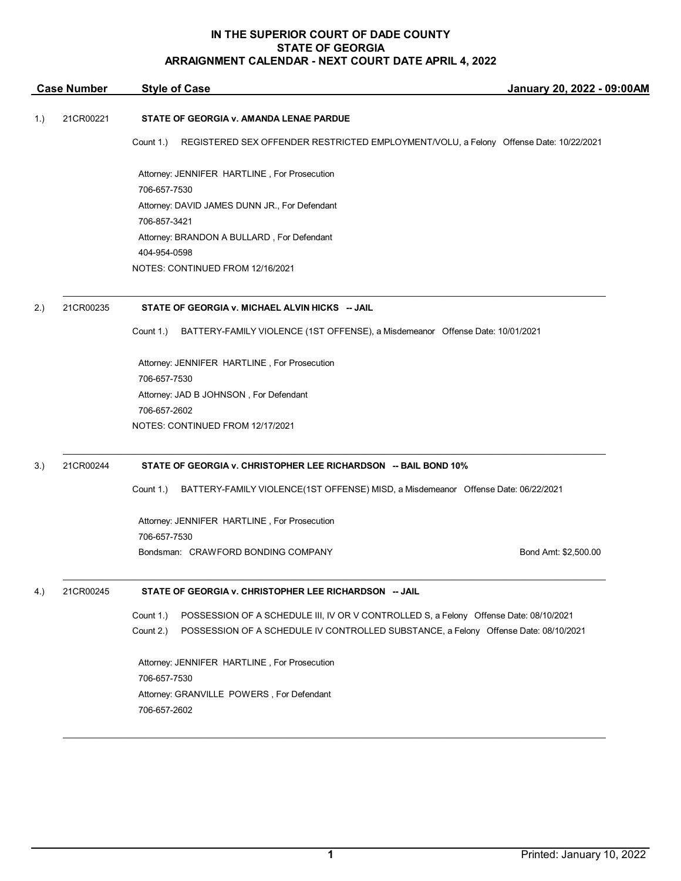# IN THE SUPERIOR COURT OF DADE COUNTY
## STATE OF GEORGIA
## ARRAIGNMENT CALENDAR - NEXT COURT DATE APRIL 4, 2022

| Case Number | Style of Case | January 20, 2022 - 09:00AM |
|---|---|---|

1.) 21CR00221 **STATE OF GEORGIA v. AMANDA LENAE PARDUE**

Count 1.) REGISTERED SEX OFFENDER RESTRICTED EMPLOYMENT/VOLU, a Felony Offense Date: 10/22/2021

Attorney: JENNIFER HARTLINE , For Prosecution
706-657-7530
Attorney: DAVID JAMES DUNN JR., For Defendant
706-857-3421
Attorney: BRANDON A BULLARD , For Defendant
404-954-0598
NOTES: CONTINUED FROM 12/16/2021

---

2.) 21CR00235 **STATE OF GEORGIA v. MICHAEL ALVIN HICKS -- JAIL**

Count 1.) BATTERY-FAMILY VIOLENCE (1ST OFFENSE), a Misdemeanor Offense Date: 10/01/2021

Attorney: JENNIFER HARTLINE , For Prosecution
706-657-7530
Attorney: JAD B JOHNSON , For Defendant
706-657-2602
NOTES: CONTINUED FROM 12/17/2021

---

3.) 21CR00244 **STATE OF GEORGIA v. CHRISTOPHER LEE RICHARDSON -- BAIL BOND 10%**

Count 1.) BATTERY-FAMILY VIOLENCE(1ST OFFENSE) MISD, a Misdemeanor Offense Date: 06/22/2021

Attorney: JENNIFER HARTLINE , For Prosecution
706-657-7530
Bondsman: CRAWFORD BONDING COMPANY Bond Amt: $2,500.00

---

4.) 21CR00245 **STATE OF GEORGIA v. CHRISTOPHER LEE RICHARDSON -- JAIL**

Count 1.) POSSESSION OF A SCHEDULE III, IV OR V CONTROLLED S, a Felony Offense Date: 08/10/2021
Count 2.) POSSESSION OF A SCHEDULE IV CONTROLLED SUBSTANCE, a Felony Offense Date: 08/10/2021

Attorney: JENNIFER HARTLINE , For Prosecution
706-657-7530
Attorney: GRANVILLE POWERS , For Defendant
706-657-2602

---

Printed: January 10, 2022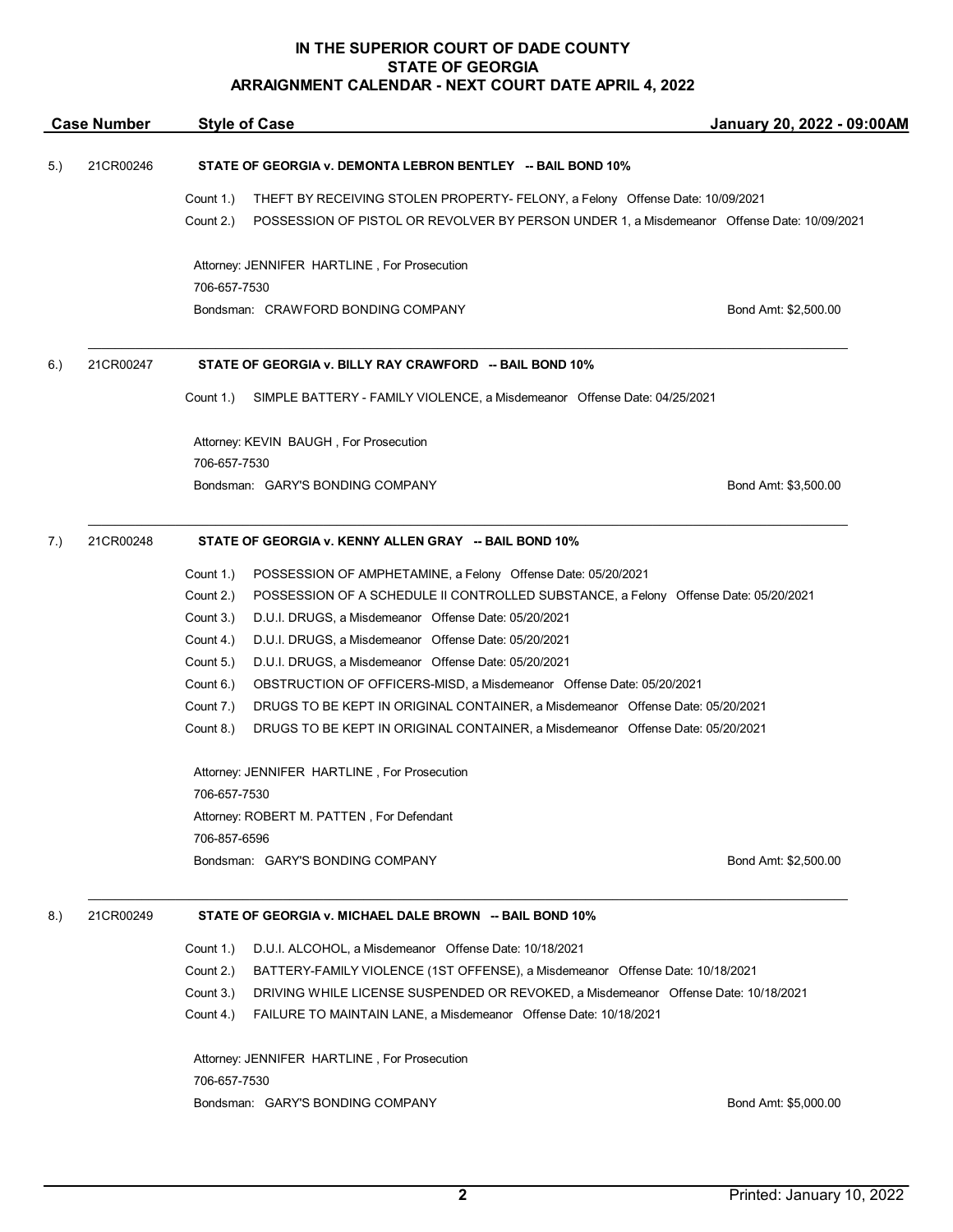# IN THE SUPERIOR COURT OF DADE COUNTY
## STATE OF GEORGIA
## ARRAIGNMENT CALENDAR - NEXT COURT DATE APRIL 4, 2022

| Case Number | Style of Case | January 20, 2022 - 09:00AM |
|---|---|---|

**5.) 21CR00246 — STATE OF GEORGIA v. DEMONTA LEBRON BENTLEY -- BAIL BOND 10%**

Count 1.) THEFT BY RECEIVING STOLEN PROPERTY- FELONY, a Felony Offense Date: 10/09/2021
Count 2.) POSSESSION OF PISTOL OR REVOLVER BY PERSON UNDER 1, a Misdemeanor Offense Date: 10/09/2021

Attorney: JENNIFER HARTLINE , For Prosecution
706-657-7530
Bondsman: CRAWFORD BONDING COMPANY — Bond Amt: $2,500.00

---

**6.) 21CR00247 — STATE OF GEORGIA v. BILLY RAY CRAWFORD -- BAIL BOND 10%**

Count 1.) SIMPLE BATTERY - FAMILY VIOLENCE, a Misdemeanor Offense Date: 04/25/2021

Attorney: KEVIN BAUGH , For Prosecution
706-657-7530
Bondsman: GARY'S BONDING COMPANY — Bond Amt: $3,500.00

---

**7.) 21CR00248 — STATE OF GEORGIA v. KENNY ALLEN GRAY -- BAIL BOND 10%**

Count 1.) POSSESSION OF AMPHETAMINE, a Felony Offense Date: 05/20/2021
Count 2.) POSSESSION OF A SCHEDULE II CONTROLLED SUBSTANCE, a Felony Offense Date: 05/20/2021
Count 3.) D.U.I. DRUGS, a Misdemeanor Offense Date: 05/20/2021
Count 4.) D.U.I. DRUGS, a Misdemeanor Offense Date: 05/20/2021
Count 5.) D.U.I. DRUGS, a Misdemeanor Offense Date: 05/20/2021
Count 6.) OBSTRUCTION OF OFFICERS-MISD, a Misdemeanor Offense Date: 05/20/2021
Count 7.) DRUGS TO BE KEPT IN ORIGINAL CONTAINER, a Misdemeanor Offense Date: 05/20/2021
Count 8.) DRUGS TO BE KEPT IN ORIGINAL CONTAINER, a Misdemeanor Offense Date: 05/20/2021

Attorney: JENNIFER HARTLINE , For Prosecution
706-657-7530
Attorney: ROBERT M. PATTEN , For Defendant
706-857-6596
Bondsman: GARY'S BONDING COMPANY — Bond Amt: $2,500.00

---

**8.) 21CR00249 — STATE OF GEORGIA v. MICHAEL DALE BROWN -- BAIL BOND 10%**

Count 1.) D.U.I. ALCOHOL, a Misdemeanor Offense Date: 10/18/2021
Count 2.) BATTERY-FAMILY VIOLENCE (1ST OFFENSE), a Misdemeanor Offense Date: 10/18/2021
Count 3.) DRIVING WHILE LICENSE SUSPENDED OR REVOKED, a Misdemeanor Offense Date: 10/18/2021
Count 4.) FAILURE TO MAINTAIN LANE, a Misdemeanor Offense Date: 10/18/2021

Attorney: JENNIFER HARTLINE , For Prosecution
706-657-7530
Bondsman: GARY'S BONDING COMPANY — Bond Amt: $5,000.00

Printed: January 10, 2022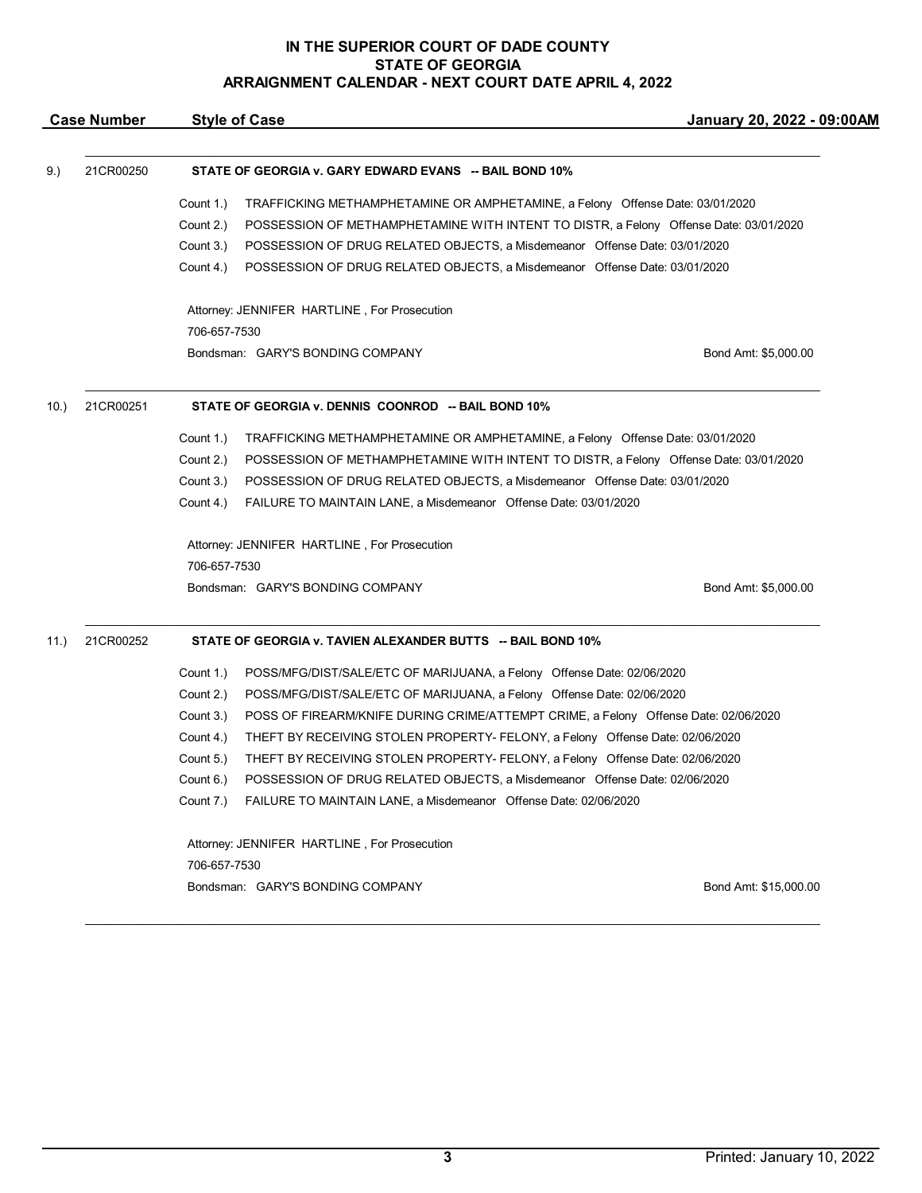**IN THE SUPERIOR COURT OF DADE COUNTY**
**STATE OF GEORGIA**
**ARRAIGNMENT CALENDAR - NEXT COURT DATE APRIL 4, 2022**

| Case Number | Style of Case | January 20, 2022 - 09:00AM |
|---|---|---|

9.) 21CR00250 **STATE OF GEORGIA v. GARY EDWARD EVANS -- BAIL BOND 10%**

- Count 1.) TRAFFICKING METHAMPHETAMINE OR AMPHETAMINE, a Felony Offense Date: 03/01/2020
- Count 2.) POSSESSION OF METHAMPHETAMINE WITH INTENT TO DISTR, a Felony Offense Date: 03/01/2020
- Count 3.) POSSESSION OF DRUG RELATED OBJECTS, a Misdemeanor Offense Date: 03/01/2020
- Count 4.) POSSESSION OF DRUG RELATED OBJECTS, a Misdemeanor Offense Date: 03/01/2020

Attorney: JENNIFER HARTLINE , For Prosecution
706-657-7530
Bondsman: GARY'S BONDING COMPANY Bond Amt: $5,000.00

---

10.) 21CR00251 **STATE OF GEORGIA v. DENNIS COONROD -- BAIL BOND 10%**

- Count 1.) TRAFFICKING METHAMPHETAMINE OR AMPHETAMINE, a Felony Offense Date: 03/01/2020
- Count 2.) POSSESSION OF METHAMPHETAMINE WITH INTENT TO DISTR, a Felony Offense Date: 03/01/2020
- Count 3.) POSSESSION OF DRUG RELATED OBJECTS, a Misdemeanor Offense Date: 03/01/2020
- Count 4.) FAILURE TO MAINTAIN LANE, a Misdemeanor Offense Date: 03/01/2020

Attorney: JENNIFER HARTLINE , For Prosecution
706-657-7530
Bondsman: GARY'S BONDING COMPANY Bond Amt: $5,000.00

---

11.) 21CR00252 **STATE OF GEORGIA v. TAVIEN ALEXANDER BUTTS -- BAIL BOND 10%**

- Count 1.) POSS/MFG/DIST/SALE/ETC OF MARIJUANA, a Felony Offense Date: 02/06/2020
- Count 2.) POSS/MFG/DIST/SALE/ETC OF MARIJUANA, a Felony Offense Date: 02/06/2020
- Count 3.) POSS OF FIREARM/KNIFE DURING CRIME/ATTEMPT CRIME, a Felony Offense Date: 02/06/2020
- Count 4.) THEFT BY RECEIVING STOLEN PROPERTY- FELONY, a Felony Offense Date: 02/06/2020
- Count 5.) THEFT BY RECEIVING STOLEN PROPERTY- FELONY, a Felony Offense Date: 02/06/2020
- Count 6.) POSSESSION OF DRUG RELATED OBJECTS, a Misdemeanor Offense Date: 02/06/2020
- Count 7.) FAILURE TO MAINTAIN LANE, a Misdemeanor Offense Date: 02/06/2020

Attorney: JENNIFER HARTLINE , For Prosecution
706-657-7530
Bondsman: GARY'S BONDING COMPANY Bond Amt: $15,000.00

---

Printed: January 10, 2022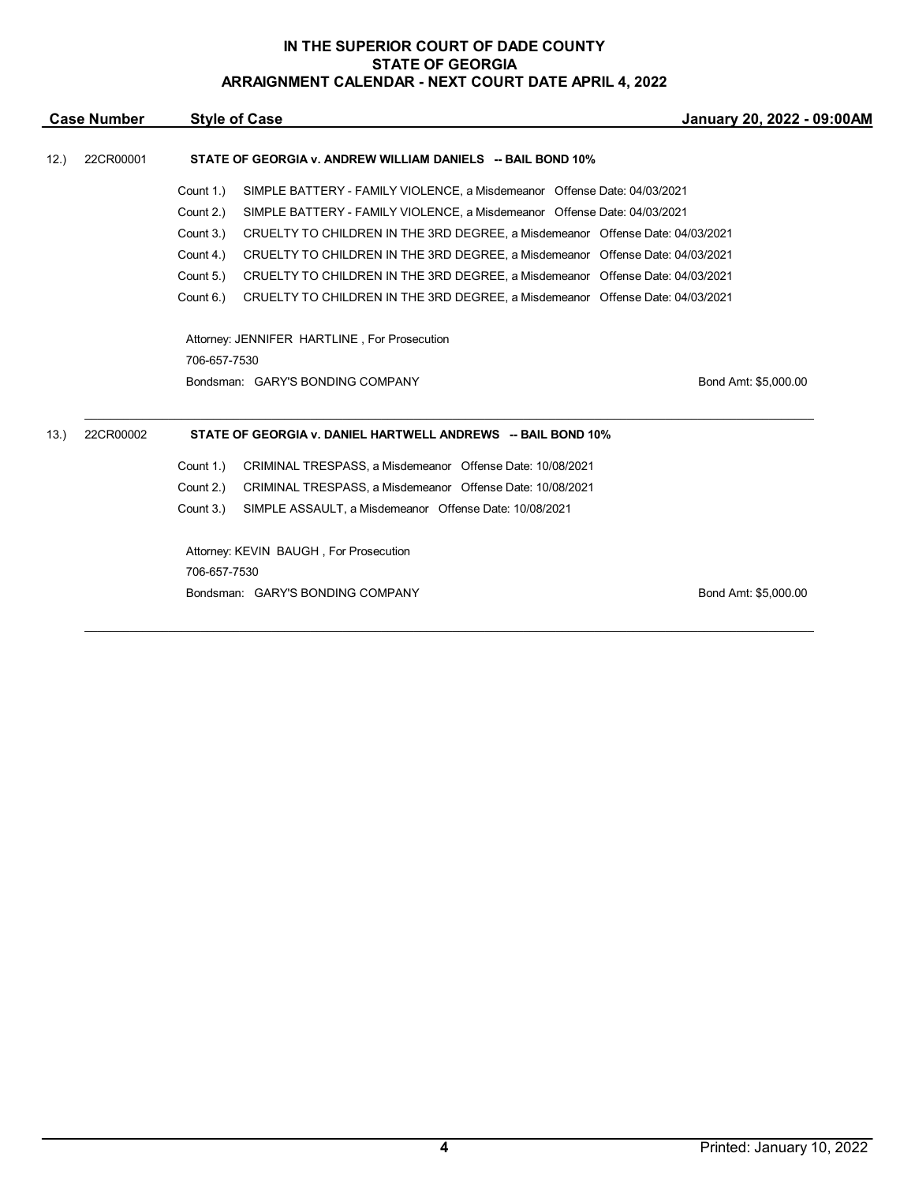**IN THE SUPERIOR COURT OF DADE COUNTY**
**STATE OF GEORGIA**
**ARRAIGNMENT CALENDAR - NEXT COURT DATE APRIL 4, 2022**

| Case Number | Style of Case | January 20, 2022 - 09:00AM |
|---|---|---|

12.) 22CR00001 **STATE OF GEORGIA v. ANDREW WILLIAM DANIELS -- BAIL BOND 10%**

Count 1.) SIMPLE BATTERY - FAMILY VIOLENCE, a Misdemeanor Offense Date: 04/03/2021
Count 2.) SIMPLE BATTERY - FAMILY VIOLENCE, a Misdemeanor Offense Date: 04/03/2021
Count 3.) CRUELTY TO CHILDREN IN THE 3RD DEGREE, a Misdemeanor Offense Date: 04/03/2021
Count 4.) CRUELTY TO CHILDREN IN THE 3RD DEGREE, a Misdemeanor Offense Date: 04/03/2021
Count 5.) CRUELTY TO CHILDREN IN THE 3RD DEGREE, a Misdemeanor Offense Date: 04/03/2021
Count 6.) CRUELTY TO CHILDREN IN THE 3RD DEGREE, a Misdemeanor Offense Date: 04/03/2021

Attorney: JENNIFER HARTLINE , For Prosecution
706-657-7530
Bondsman: GARY'S BONDING COMPANY Bond Amt: $5,000.00

---

13.) 22CR00002 **STATE OF GEORGIA v. DANIEL HARTWELL ANDREWS -- BAIL BOND 10%**

Count 1.) CRIMINAL TRESPASS, a Misdemeanor Offense Date: 10/08/2021
Count 2.) CRIMINAL TRESPASS, a Misdemeanor Offense Date: 10/08/2021
Count 3.) SIMPLE ASSAULT, a Misdemeanor Offense Date: 10/08/2021

Attorney: KEVIN BAUGH , For Prosecution
706-657-7530
Bondsman: GARY'S BONDING COMPANY Bond Amt: $5,000.00

---

Printed: January 10, 2022